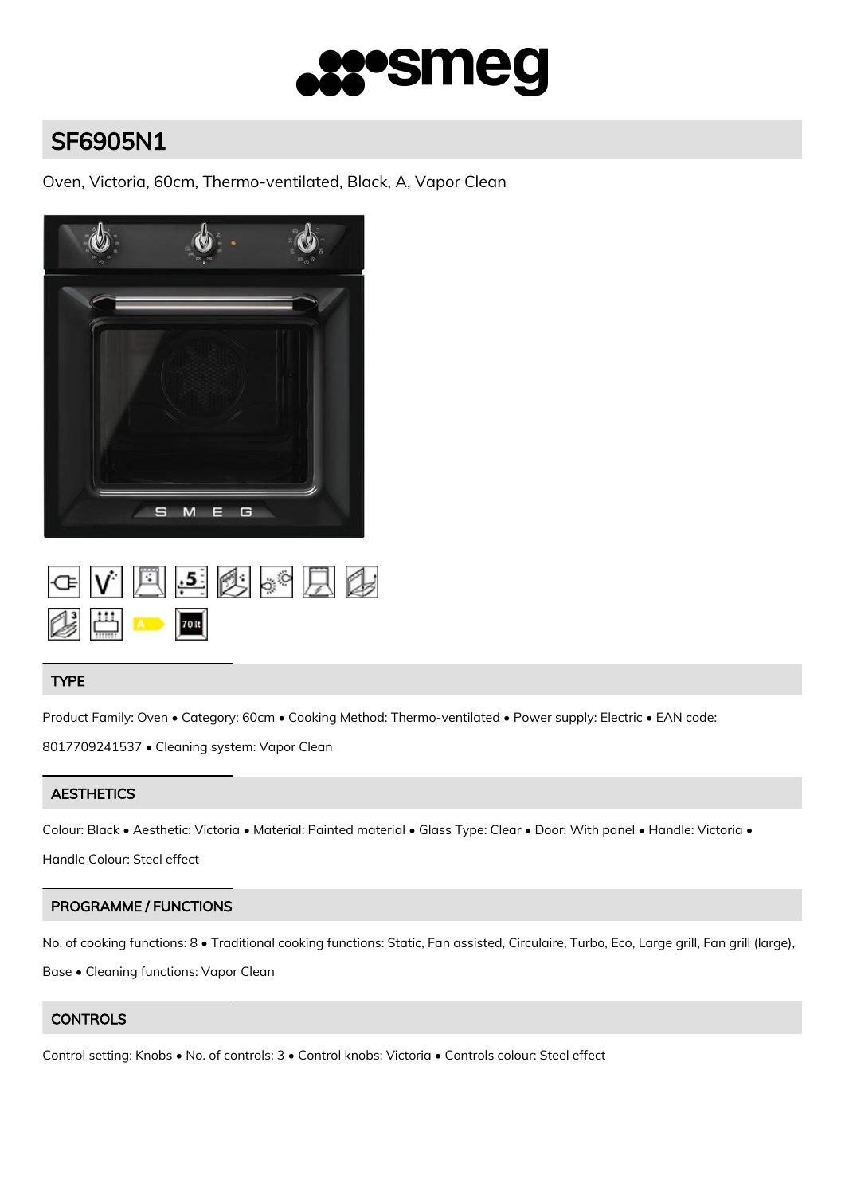# SF6905N1

Oven, Victoria, 60cm, Thermo-ventilated, Black, A, Vapor Clean

## TYPE

Product Family: Oven • Category: 60cm • Cooking Method: Thermo-ventilated • Power supply: Electric • EAN code: 8017709241537 • Cleaning system: Vapor Clean

## AESTHETICS

Colour: Black • Aesthetic: Victoria • Material: Painted material • Glass Type: Clear • Door: With panel • Handle: Victoria • Handle Colour: Steel effect

## PROGRAMME / FUNCTIONS

No. of cooking functions: 8 • Traditional cooking functions: Static, Fan assisted, Circulaire, Turbo, Eco, Large grill, Fan grill (large), Base • Cleaning functions: Vapor Clean

## CONTROLS

Control setting: Knobs • No. of controls: 3 • Control knobs: Victoria • Controls colour: Steel effect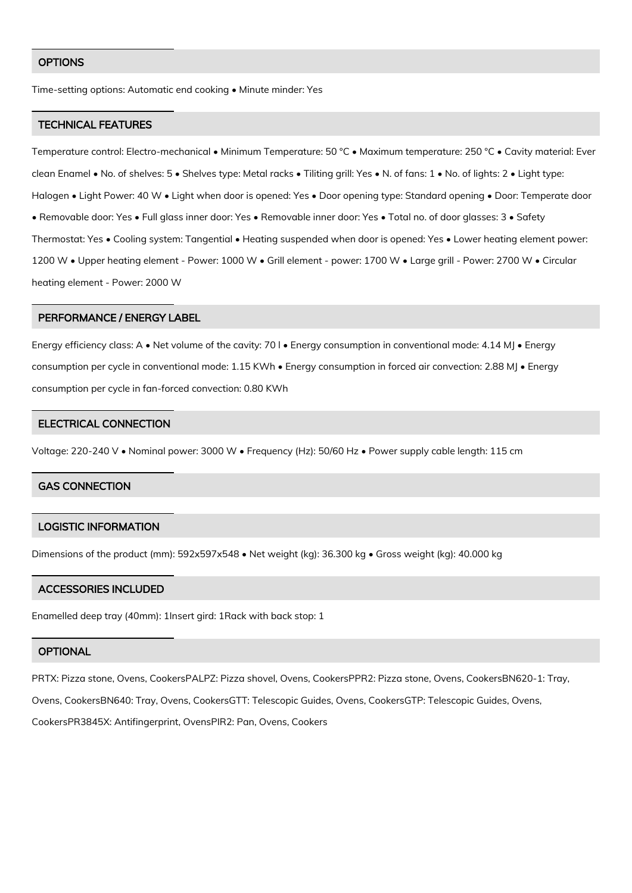## OPTIONS

Time-setting options: Automatic end cooking • Minute minder: Yes

## TECHNICAL FEATURES

Temperature control: Electro-mechanical • Minimum Temperature: 50 °C • Maximum temperature: 250 °C • Cavity material: Ever clean Enamel • No. of shelves: 5 • Shelves type: Metal racks • Tiliting grill: Yes • N. of fans: 1 • No. of lights: 2 • Light type: Halogen • Light Power: 40 W • Light when door is opened: Yes • Door opening type: Standard opening • Door: Temperate door • Removable door: Yes • Full glass inner door: Yes • Removable inner door: Yes • Total no. of door glasses: 3 • Safety Thermostat: Yes • Cooling system: Tangential • Heating suspended when door is opened: Yes • Lower heating element power: 1200 W • Upper heating element - Power: 1000 W • Grill element - power: 1700 W • Large grill - Power: 2700 W • Circular heating element - Power: 2000 W

## PERFORMANCE / ENERGY LABEL

Energy efficiency class: A • Net volume of the cavity: 70 l • Energy consumption in conventional mode: 4.14 MJ • Energy consumption per cycle in conventional mode: 1.15 KWh • Energy consumption in forced air convection: 2.88 MJ • Energy consumption per cycle in fan-forced convection: 0.80 KWh

## ELECTRICAL CONNECTION

Voltage: 220-240 V • Nominal power: 3000 W • Frequency (Hz): 50/60 Hz • Power supply cable length: 115 cm

## GAS CONNECTION

## LOGISTIC INFORMATION

Dimensions of the product (mm): 592x597x548 • Net weight (kg): 36.300 kg • Gross weight (kg): 40.000 kg

## ACCESSORIES INCLUDED

Enamelled deep tray (40mm): 1Insert gird: 1Rack with back stop: 1

## OPTIONAL

PRTX: Pizza stone, Ovens, CookersPALPZ: Pizza shovel, Ovens, CookersPPR2: Pizza stone, Ovens, CookersBN620-1: Tray, Ovens, CookersBN640: Tray, Ovens, CookersGTT: Telescopic Guides, Ovens, CookersGTP: Telescopic Guides, Ovens, CookersPR3845X: Antifingerprint, OvensPIR2: Pan, Ovens, Cookers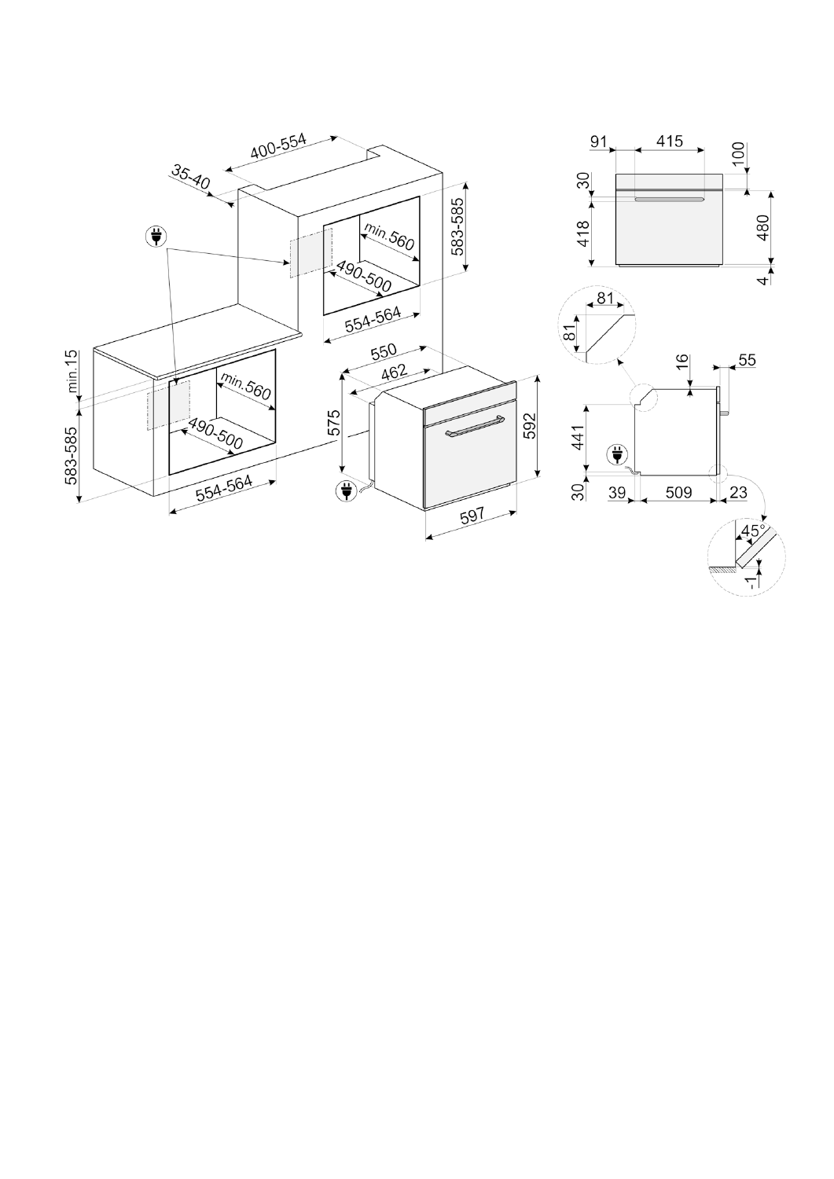400-554

35-40

583-585

min.560

490-500

554-564

min.15

583-585

min.560

490-500

554-564

550

462

575

592

597

91

415

100

30

418

480

4

81

81

16

55

441

30

39

509

23

45°

-1